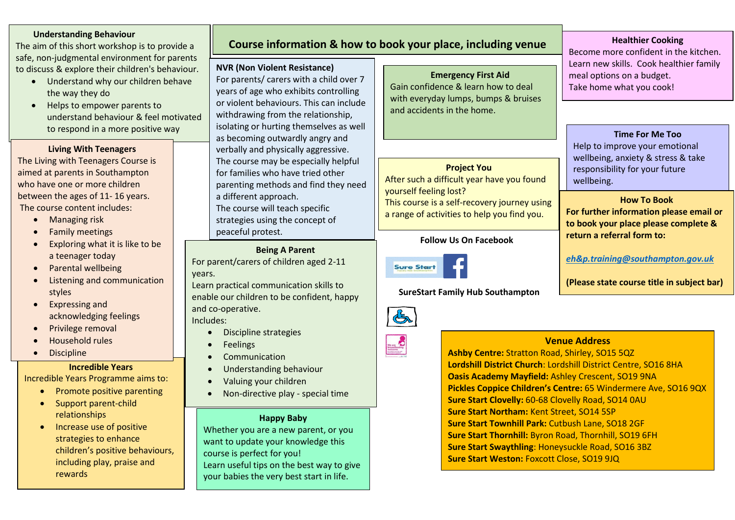## Course information & how to book your place, including venue

### Understanding Behaviour

The aim of this short workshop is to provide a safe, non-judgmental environment for parents to discuss & explore their children's behaviour.

- Understand why our children behave the way they do
- Helps to empower parents to understand behaviour & feel motivated to respond in a more positive way

### Living With Teenagers

The Living with Teenagers Course is aimed at parents in Southampton who have one or more children between the ages of 11- 16 years.

The course content includes:

- Managing risk
- Family meetings
- Exploring what it is like to be a teenager today
- Parental wellbeing
- Listening and communication styles
- Expressing and acknowledging feelings
- Privilege removal
- Household rules
- Discipline

### Incredible Years

Incredible Years Programme aims to:

- Promote positive parenting
- Support parent-child relationships
- Increase use of positive strategies to enhance children's positive behaviours, including play, praise and rewards

### NVR (Non Violent Resistance)

For parents/ carers with a child over 7 years of age who exhibits controlling or violent behaviours. This can include withdrawing from the relationship, isolating or hurting themselves as well as becoming outwardly angry and verbally and physically aggressive.
The course may be especially helpful for families who have tried other parenting methods and find they need a different approach.
The course will teach specific strategies using the concept of peaceful protest.

### Being A Parent

For parent/carers of children aged 2-11 years.
Learn practical communication skills to enable our children to be confident, happy and co-operative.
Includes:

- Discipline strategies
- Feelings
- Communication
- Understanding behaviour
- Valuing your children
- Non-directive play - special time

### Happy Baby

Whether you are a new parent, or you want to update your knowledge this course is perfect for you!
Learn useful tips on the best way to give your babies the very best start in life.

### Emergency First Aid

Gain confidence & learn how to deal with everyday lumps, bumps & bruises and accidents in the home.

### Project You

After such a difficult year have you found yourself feeling lost?
This course is a self-recovery journey using a range of activities to help you find you.

**Follow Us On Facebook**

**SureStart Family Hub Southampton**

### Healthier Cooking

Become more confident in the kitchen. Learn new skills. Cook healthier family meal options on a budget.
Take home what you cook!

### Time For Me Too

Help to improve your emotional wellbeing, anxiety & stress & take responsibility for your future wellbeing.

### How To Book

**For further information please email or to book your place please complete & return a referral form to:**

***eh&p.training@southampton.gov.uk***

**(Please state course title in subject bar)**

### Venue Address

**Ashby Centre:** Stratton Road, Shirley, SO15 5QZ
**Lordshill District Church**: Lordshill District Centre, SO16 8HA
**Oasis Academy Mayfield:** Ashley Crescent, SO19 9NA
**Pickles Coppice Children's Centre:** 65 Windermere Ave, SO16 9QX
**Sure Start Clovelly:** 60-68 Clovelly Road, SO14 0AU
**Sure Start Northam:** Kent Street, SO14 5SP
**Sure Start Townhill Park:** Cutbush Lane, SO18 2GF
**Sure Start Thornhill:** Byron Road, Thornhill, SO19 6FH
**Sure Start Swaythling**: Honeysuckle Road, SO16 3BZ
**Sure Start Weston:** Foxcott Close, SO19 9JQ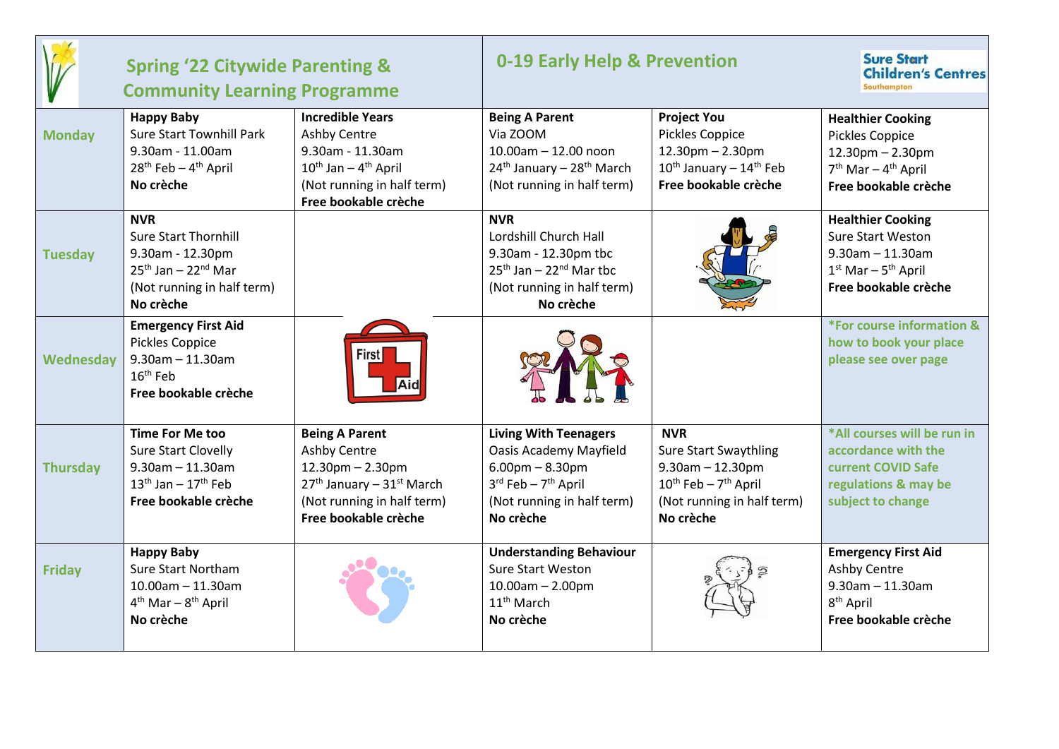## Spring '22 Citywide Parenting & Community Learning Programme

## 0-19 Early Help & Prevention

Sure Start Children's Centres Southampton

| | | | | | |
|---|---|---|---|---|---|
| **Monday** | **Happy Baby**<br>Sure Start Townhill Park<br>9.30am - 11.00am<br>28th Feb – 4th April<br>**No crèche** | **Incredible Years**<br>Ashby Centre<br>9.30am - 11.30am<br>10th Jan – 4th April<br>(Not running in half term)<br>**Free bookable crèche** | **Being A Parent**<br>Via ZOOM<br>10.00am – 12.00 noon<br>24th January – 28th March<br>(Not running in half term) | **Project You**<br>Pickles Coppice<br>12.30pm – 2.30pm<br>10th January – 14th Feb<br>**Free bookable crèche** | **Healthier Cooking**<br>Pickles Coppice<br>12.30pm – 2.30pm<br>7th Mar – 4th April<br>**Free bookable crèche** |
| **Tuesday** | **NVR**<br>Sure Start Thornhill<br>9.30am - 12.30pm<br>25th Jan – 22nd Mar<br>(Not running in half term)<br>**No crèche** | | **NVR**<br>Lordshill Church Hall<br>9.30am - 12.30pm tbc<br>25th Jan – 22nd Mar tbc<br>(Not running in half term)<br>**No crèche** | | **Healthier Cooking**<br>Sure Start Weston<br>9.30am – 11.30am<br>1st Mar – 5th April<br>**Free bookable crèche** |
| **Wednesday** | **Emergency First Aid**<br>Pickles Coppice<br>9.30am – 11.30am<br>16th Feb<br>**Free bookable crèche** | | | | ***For course information & how to book your place please see over page** |
| **Thursday** | **Time For Me too**<br>Sure Start Clovelly<br>9.30am – 11.30am<br>13th Jan – 17th Feb<br>**Free bookable crèche** | **Being A Parent**<br>Ashby Centre<br>12.30pm – 2.30pm<br>27th January – 31st March<br>(Not running in half term)<br>**Free bookable crèche** | **Living With Teenagers**<br>Oasis Academy Mayfield<br>6.00pm – 8.30pm<br>3rd Feb – 7th April<br>(Not running in half term)<br>**No crèche** | **NVR**<br>Sure Start Swaythling<br>9.30am – 12.30pm<br>10th Feb – 7th April<br>(Not running in half term)<br>**No crèche** | ***All courses will be run in accordance with the current COVID Safe regulations & may be subject to change** |
| **Friday** | **Happy Baby**<br>Sure Start Northam<br>10.00am – 11.30am<br>4th Mar – 8th April<br>**No crèche** | | **Understanding Behaviour**<br>Sure Start Weston<br>10.00am – 2.00pm<br>11th March<br>**No crèche** | | **Emergency First Aid**<br>Ashby Centre<br>9.30am – 11.30am<br>8th April<br>**Free bookable crèche** |